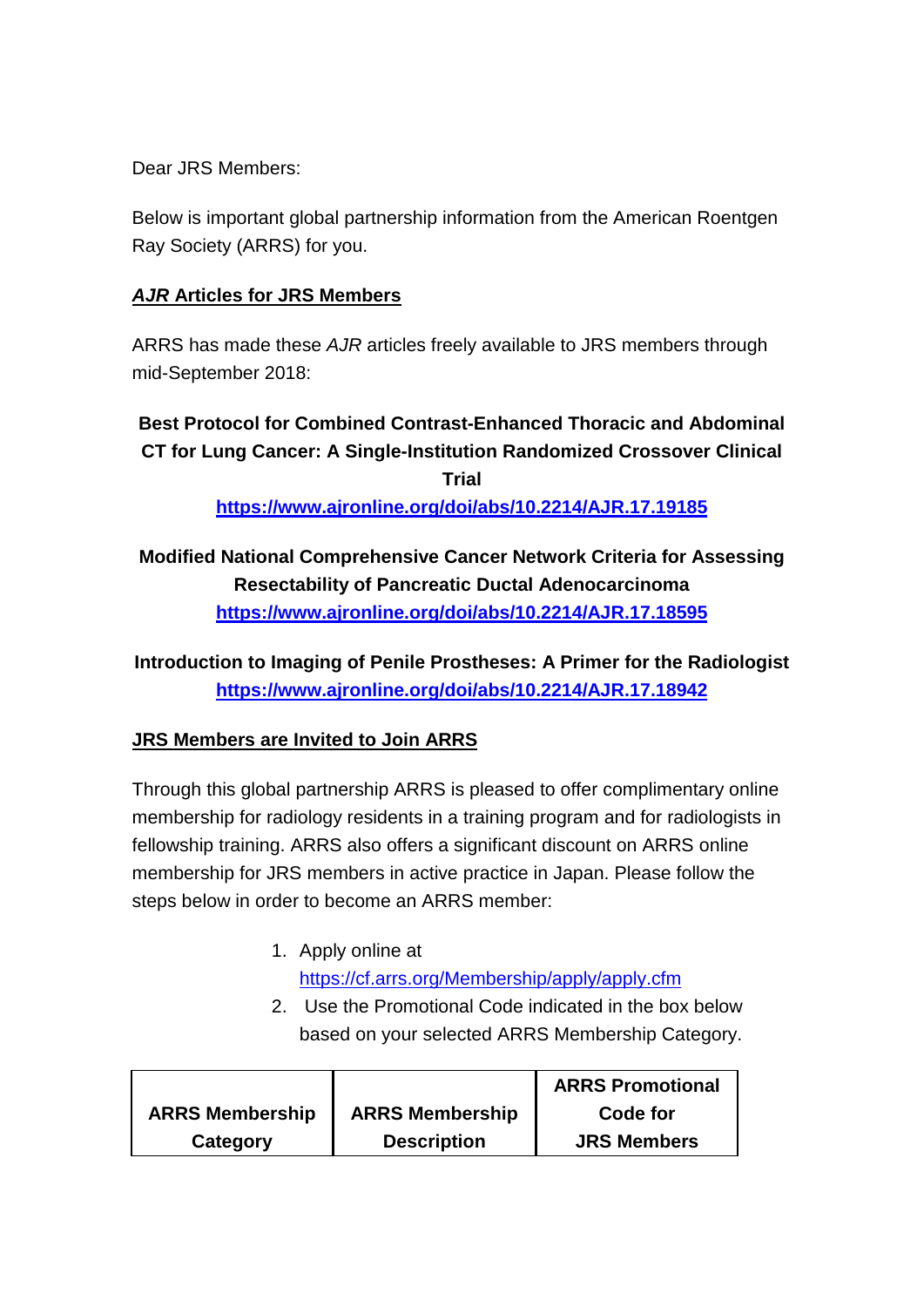Dear JRS Members:

Below is important global partnership information from the American Roentgen Ray Society (ARRS) for you.

## ***AJR* Articles for JRS Members**

ARRS has made these *AJR* articles freely available to JRS members through mid-September 2018:

**Best Protocol for Combined Contrast-Enhanced Thoracic and Abdominal CT for Lung Cancer: A Single-Institution Randomized Crossover Clinical Trial**
**https://www.ajronline.org/doi/abs/10.2214/AJR.17.19185**

**Modified National Comprehensive Cancer Network Criteria for Assessing Resectability of Pancreatic Ductal Adenocarcinoma**
**https://www.ajronline.org/doi/abs/10.2214/AJR.17.18595**

**Introduction to Imaging of Penile Prostheses: A Primer for the Radiologist**
**https://www.ajronline.org/doi/abs/10.2214/AJR.17.18942**

## **JRS Members are Invited to Join ARRS**

Through this global partnership ARRS is pleased to offer complimentary online membership for radiology residents in a training program and for radiologists in fellowship training. ARRS also offers a significant discount on ARRS online membership for JRS members in active practice in Japan. Please follow the steps below in order to become an ARRS member:

1. Apply online at https://cf.arrs.org/Membership/apply/apply.cfm
2. Use the Promotional Code indicated in the box below based on your selected ARRS Membership Category.

| ARRS Membership Category | ARRS Membership Description | ARRS Promotional Code for JRS Members |
| --- | --- | --- |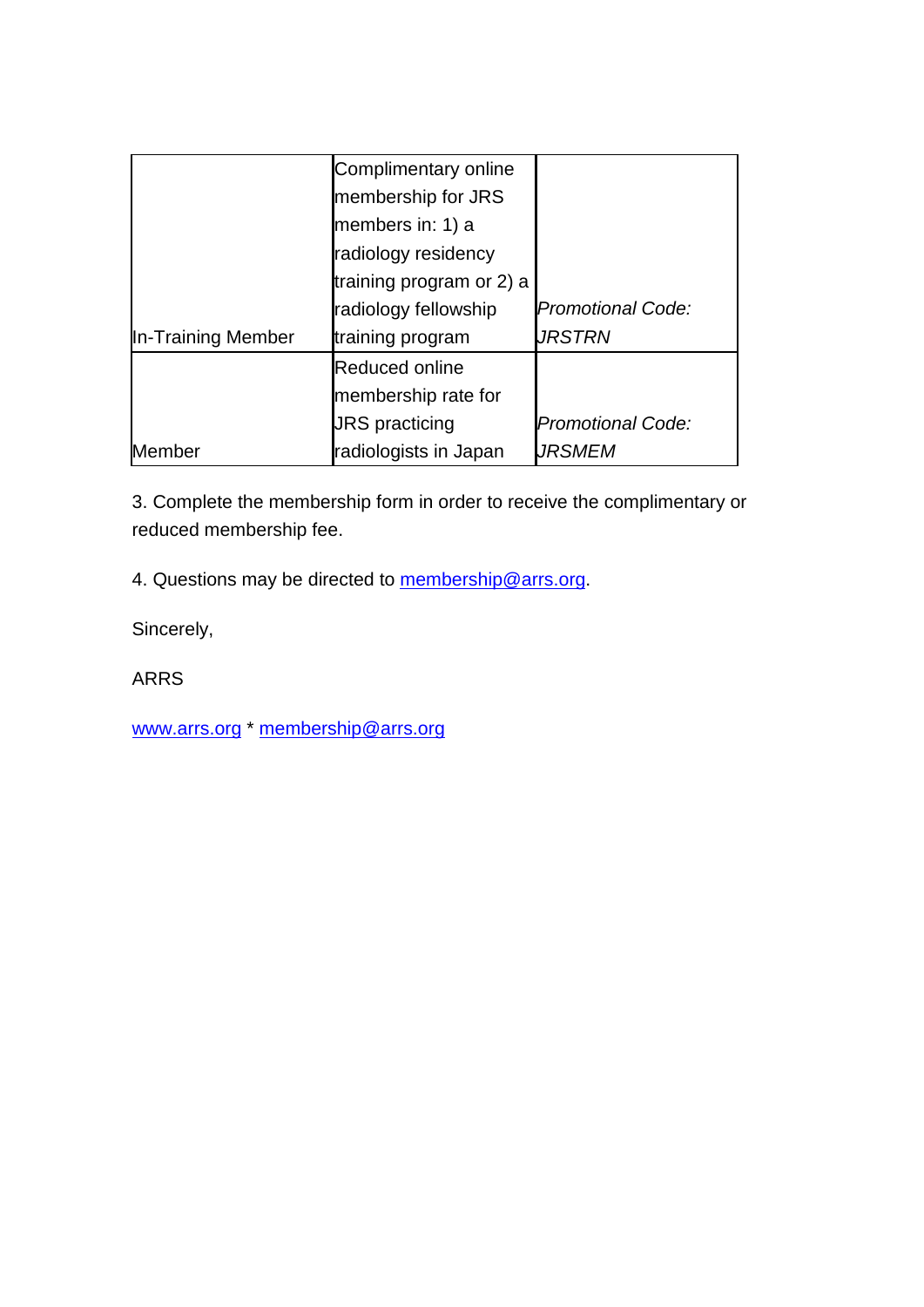| | | |
|---|---|---|
| In-Training Member | Complimentary online membership for JRS members in: 1) a radiology residency training program or 2) a radiology fellowship training program | *Promotional Code: JRSTRN* |
| Member | Reduced online membership rate for JRS practicing radiologists in Japan | *Promotional Code: JRSMEM* |

3. Complete the membership form in order to receive the complimentary or reduced membership fee.

4. Questions may be directed to membership@arrs.org.

Sincerely,

ARRS

www.arrs.org * membership@arrs.org